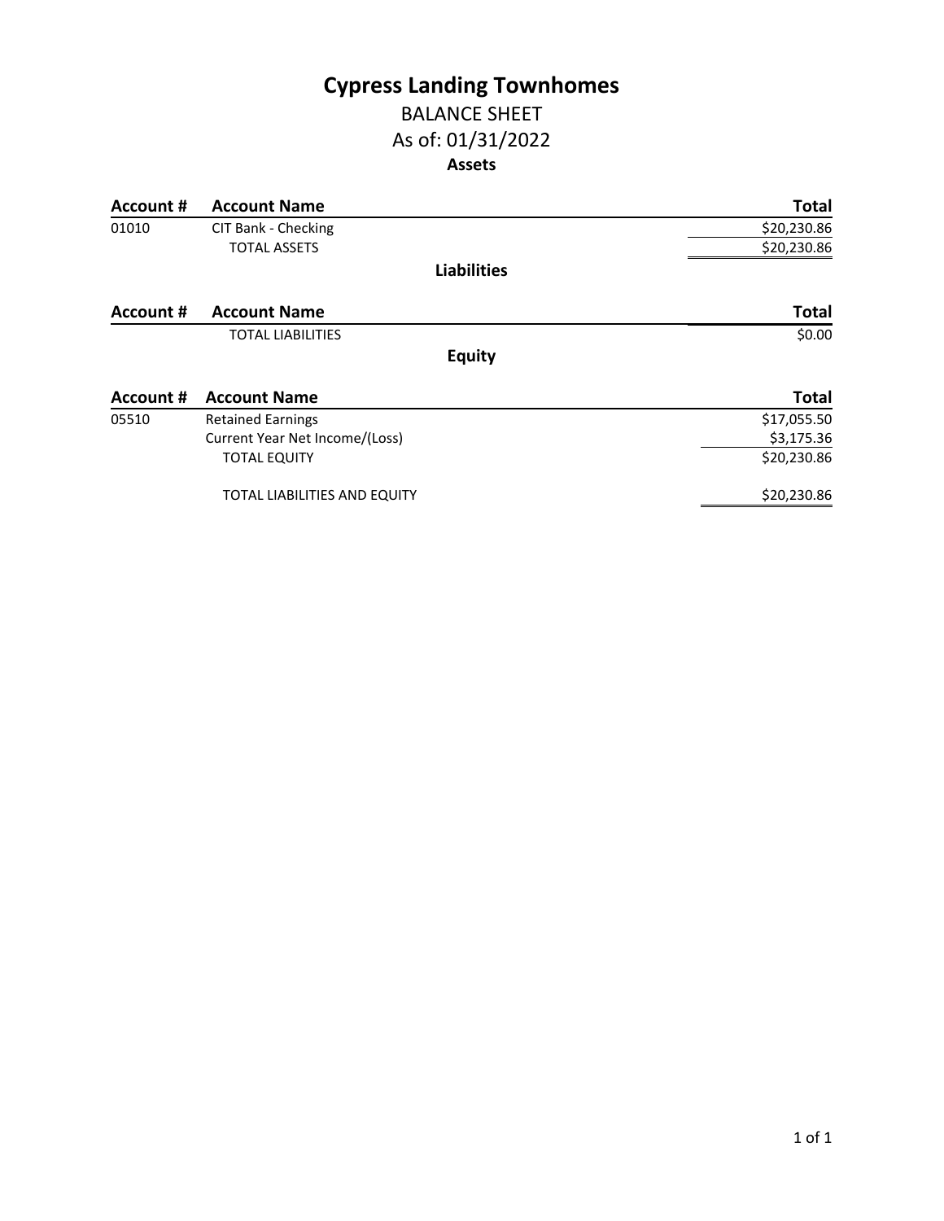# Cypress Landing Townhomes

## BALANCE SHEET

## As of: 01/31/2022

### Assets

| Account # | Account Name | Total |
|---|---|---|
| 01010 | CIT Bank - Checking | $20,230.86 |
| | TOTAL ASSETS | $20,230.86 |

### Liabilities

| Account # | Account Name | Total |
|---|---|---|
| | TOTAL LIABILITIES | $0.00 |

### Equity

| Account # | Account Name | Total |
|---|---|---|
| 05510 | Retained Earnings | $17,055.50 |
| | Current Year Net Income/(Loss) | $3,175.36 |
| | TOTAL EQUITY | $20,230.86 |
| | TOTAL LIABILITIES AND EQUITY | $20,230.86 |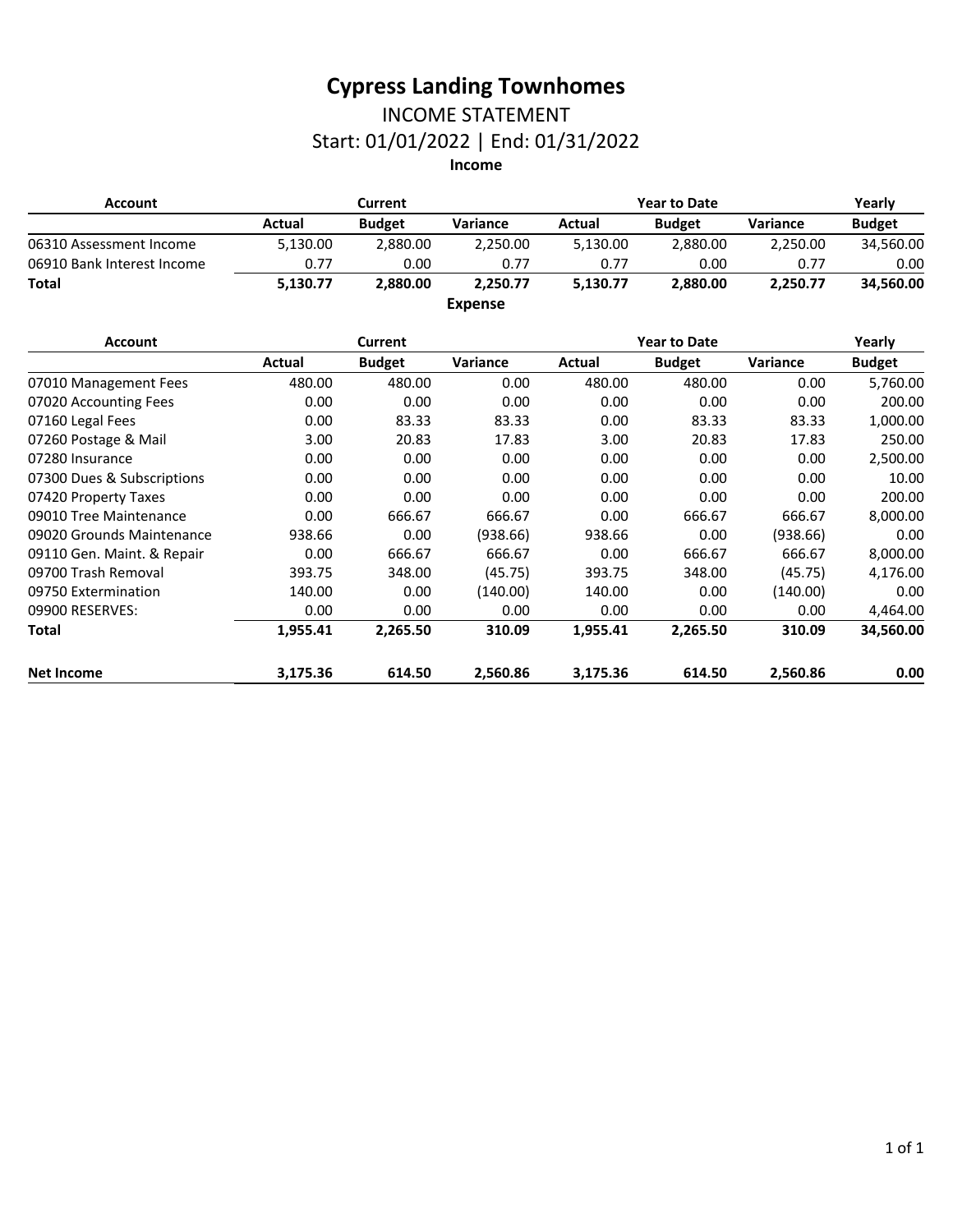# Cypress Landing Townhomes

## INCOME STATEMENT

## Start: 01/01/2022 | End: 01/31/2022

### Income

| Account | Current | | | Year to Date | | | Yearly |
|---|---|---|---|---|---|---|---|
| | Actual | Budget | Variance | Actual | Budget | Variance | Budget |
| 06310 Assessment Income | 5,130.00 | 2,880.00 | 2,250.00 | 5,130.00 | 2,880.00 | 2,250.00 | 34,560.00 |
| 06910 Bank Interest Income | 0.77 | 0.00 | 0.77 | 0.77 | 0.00 | 0.77 | 0.00 |
| **Total** | **5,130.77** | **2,880.00** | **2,250.77** | **5,130.77** | **2,880.00** | **2,250.77** | **34,560.00** |

### Expense

| Account | Current | | | Year to Date | | | Yearly |
|---|---|---|---|---|---|---|---|
| | Actual | Budget | Variance | Actual | Budget | Variance | Budget |
| 07010 Management Fees | 480.00 | 480.00 | 0.00 | 480.00 | 480.00 | 0.00 | 5,760.00 |
| 07020 Accounting Fees | 0.00 | 0.00 | 0.00 | 0.00 | 0.00 | 0.00 | 200.00 |
| 07160 Legal Fees | 0.00 | 83.33 | 83.33 | 0.00 | 83.33 | 83.33 | 1,000.00 |
| 07260 Postage & Mail | 3.00 | 20.83 | 17.83 | 3.00 | 20.83 | 17.83 | 250.00 |
| 07280 Insurance | 0.00 | 0.00 | 0.00 | 0.00 | 0.00 | 0.00 | 2,500.00 |
| 07300 Dues & Subscriptions | 0.00 | 0.00 | 0.00 | 0.00 | 0.00 | 0.00 | 10.00 |
| 07420 Property Taxes | 0.00 | 0.00 | 0.00 | 0.00 | 0.00 | 0.00 | 200.00 |
| 09010 Tree Maintenance | 0.00 | 666.67 | 666.67 | 0.00 | 666.67 | 666.67 | 8,000.00 |
| 09020 Grounds Maintenance | 938.66 | 0.00 | (938.66) | 938.66 | 0.00 | (938.66) | 0.00 |
| 09110 Gen. Maint. & Repair | 0.00 | 666.67 | 666.67 | 0.00 | 666.67 | 666.67 | 8,000.00 |
| 09700 Trash Removal | 393.75 | 348.00 | (45.75) | 393.75 | 348.00 | (45.75) | 4,176.00 |
| 09750 Extermination | 140.00 | 0.00 | (140.00) | 140.00 | 0.00 | (140.00) | 0.00 |
| 09900 RESERVES: | 0.00 | 0.00 | 0.00 | 0.00 | 0.00 | 0.00 | 4,464.00 |
| **Total** | **1,955.41** | **2,265.50** | **310.09** | **1,955.41** | **2,265.50** | **310.09** | **34,560.00** |
| **Net Income** | **3,175.36** | **614.50** | **2,560.86** | **3,175.36** | **614.50** | **2,560.86** | **0.00** |